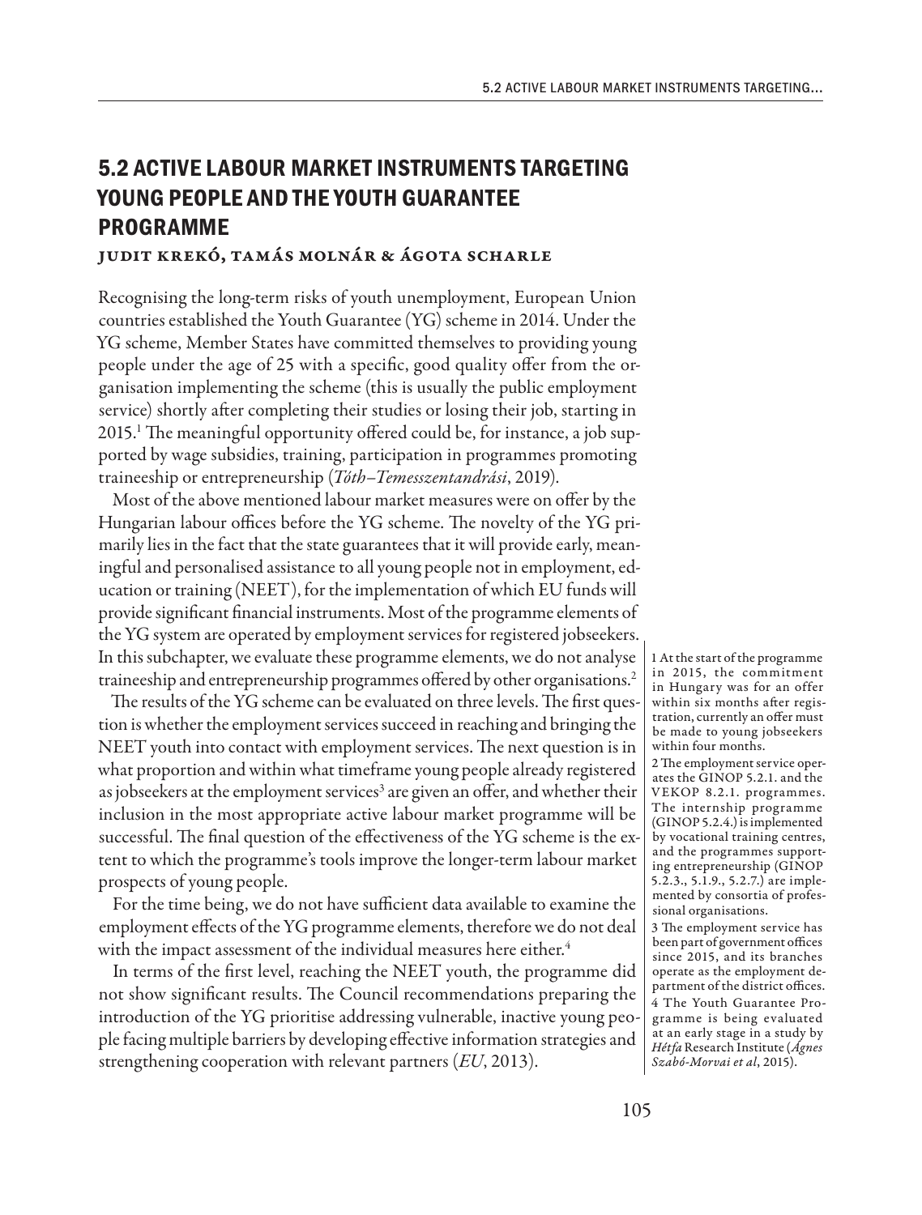## 5.2 ACTIVE LABOUR MARKET INSTRUMENTS TARGETING YOUNG PEOPLE AND THE YOUTH GUARANTEE PROGRAMME

**Judit Krekó, Tamás Molnár & Ágota Scharle**

Recognising the long-term risks of youth unemployment, European Union countries established the Youth Guarantee (YG) scheme in 2014. Under the YG scheme, Member States have committed themselves to providing young people under the age of 25 with a specific, good quality offer from the organisation implementing the scheme (this is usually the public employment service) shortly after completing their studies or losing their job, starting in 2015.[1] The meaningful opportunity offered could be, for instance, a job supported by wage subsidies, training, participation in programmes promoting traineeship or entrepreneurship (*Tóth–Temesszentandrási*, 2019).

Most of the above mentioned labour market measures were on offer by the Hungarian labour offices before the YG scheme. The novelty of the YG primarily lies in the fact that the state guarantees that it will provide early, meaningful and personalised assistance to all young people not in employment, education or training (NEET), for the implementation of which EU funds will provide significant financial instruments. Most of the programme elements of the YG system are operated by employment services for registered jobseekers. In this subchapter, we evaluate these programme elements, we do not analyse traineeship and entrepreneurship programmes offered by other organisations.[2]

The results of the YG scheme can be evaluated on three levels. The first question is whether the employment services succeed in reaching and bringing the NEET youth into contact with employment services. The next question is in what proportion and within what timeframe young people already registered as jobseekers at the employment services[3] are given an offer, and whether their inclusion in the most appropriate active labour market programme will be successful. The final question of the effectiveness of the YG scheme is the extent to which the programme's tools improve the longer-term labour market prospects of young people.

For the time being, we do not have sufficient data available to examine the employment effects of the YG programme elements, therefore we do not deal with the impact assessment of the individual measures here either.[4]

In terms of the first level, reaching the NEET youth, the programme did not show significant results. The Council recommendations preparing the introduction of the YG prioritise addressing vulnerable, inactive young people facing multiple barriers by developing effective information strategies and strengthening cooperation with relevant partners (*EU*, 2013).

---

1 At the start of the programme in 2015, the commitment in Hungary was for an offer within six months after registration, currently an offer must be made to young jobseekers within four months.

2 The employment service operates the GINOP 5.2.1. and the VEKOP 8.2.1. programmes. The internship programme (GINOP 5.2.4.) is implemented by vocational training centres, and the programmes supporting entrepreneurship (GINOP 5.2.3., 5.1.9., 5.2.7.) are implemented by consortia of professional organisations.

3 The employment service has been part of government offices since 2015, and its branches operate as the employment department of the district offices.

4 The Youth Guarantee Programme is being evaluated at an early stage in a study by *Hétfa* Research Institute (*Ágnes Szabó-Morvai et al*, 2015).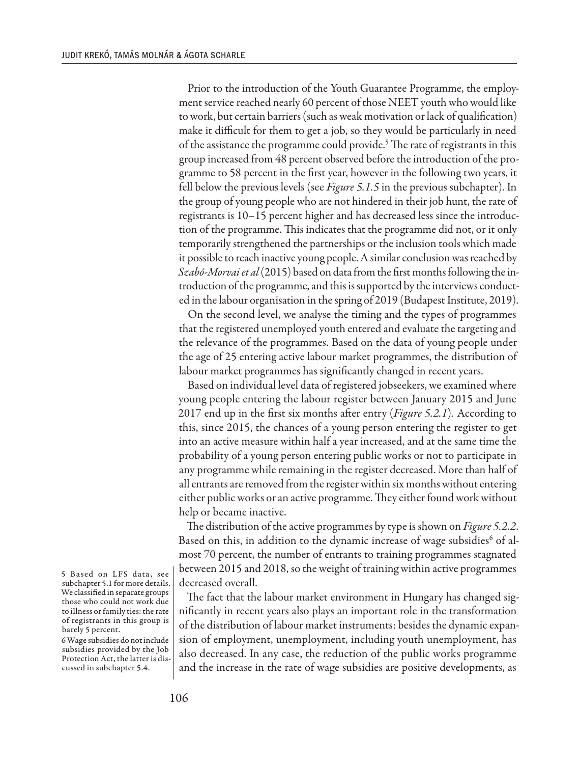Prior to the introduction of the Youth Guarantee Programme, the employment service reached nearly 60 percent of those NEET youth who would like to work, but certain barriers (such as weak motivation or lack of qualification) make it difficult for them to get a job, so they would be particularly in need of the assistance the programme could provide.[5] The rate of registrants in this group increased from 48 percent observed before the introduction of the programme to 58 percent in the first year, however in the following two years, it fell below the previous levels (see *Figure 5.1.5* in the previous subchapter). In the group of young people who are not hindered in their job hunt, the rate of registrants is 10–15 percent higher and has decreased less since the introduction of the programme. This indicates that the programme did not, or it only temporarily strengthened the partnerships or the inclusion tools which made it possible to reach inactive young people. A similar conclusion was reached by *Szabó-Morvai et al* (2015) based on data from the first months following the introduction of the programme, and this is supported by the interviews conducted in the labour organisation in the spring of 2019 (Budapest Institute, 2019).

On the second level, we analyse the timing and the types of programmes that the registered unemployed youth entered and evaluate the targeting and the relevance of the programmes. Based on the data of young people under the age of 25 entering active labour market programmes, the distribution of labour market programmes has significantly changed in recent years.

Based on individual level data of registered jobseekers, we examined where young people entering the labour register between January 2015 and June 2017 end up in the first six months after entry (*Figure 5.2.1*). According to this, since 2015, the chances of a young person entering the register to get into an active measure within half a year increased, and at the same time the probability of a young person entering public works or not to participate in any programme while remaining in the register decreased. More than half of all entrants are removed from the register within six months without entering either public works or an active programme. They either found work without help or became inactive.

The distribution of the active programmes by type is shown on *Figure 5.2.2*. Based on this, in addition to the dynamic increase of wage subsidies[6] of almost 70 percent, the number of entrants to training programmes stagnated between 2015 and 2018, so the weight of training within active programmes decreased overall.

The fact that the labour market environment in Hungary has changed significantly in recent years also plays an important role in the transformation of the distribution of labour market instruments: besides the dynamic expansion of employment, unemployment, including youth unemployment, has also decreased. In any case, the reduction of the public works programme and the increase in the rate of wage subsidies are positive developments, as

5 Based on LFS data, see subchapter 5.1 for more details. We classified in separate groups those who could not work due to illness or family ties: the rate of registrants in this group is barely 5 percent.

6 Wage subsidies do not include subsidies provided by the Job Protection Act, the latter is discussed in subchapter 5.4.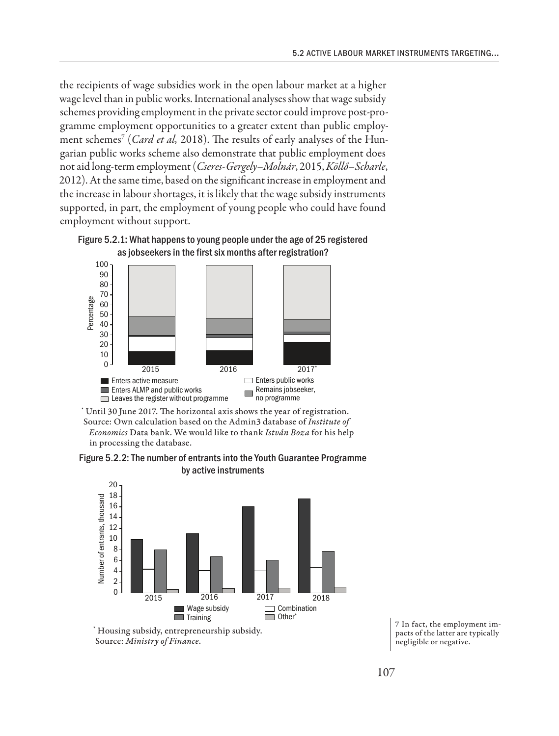the recipients of wage subsidies work in the open labour market at a higher wage level than in public works. International analyses show that wage subsidy schemes providing employment in the private sector could improve post-programme employment opportunities to a greater extent than public employment schemes[7] (*Card et al,* 2018). The results of early analyses of the Hungarian public works scheme also demonstrate that public employment does not aid long-term employment (*Cseres-Gergely–Molnár*, 2015, *Köllő–Scharle*, 2012). At the same time, based on the significant increase in employment and the increase in labour shortages, it is likely that the wage subsidy instruments supported, in part, the employment of young people who could have found employment without support.

**Figure 5.2.1: What happens to young people under the age of 25 registered as jobseekers in the first six months after registration?**

\* Until 30 June 2017. The horizontal axis shows the year of registration.
Source: Own calculation based on the Admin3 database of *Institute of Economics* Data bank. We would like to thank *István Boza* for his help in processing the database.

**Figure 5.2.2: The number of entrants into the Youth Guarantee Programme by active instruments**

\* Housing subsidy, entrepreneurship subsidy.
Source: *Ministry of Finance*.

7 In fact, the employment impacts of the latter are typically negligible or negative.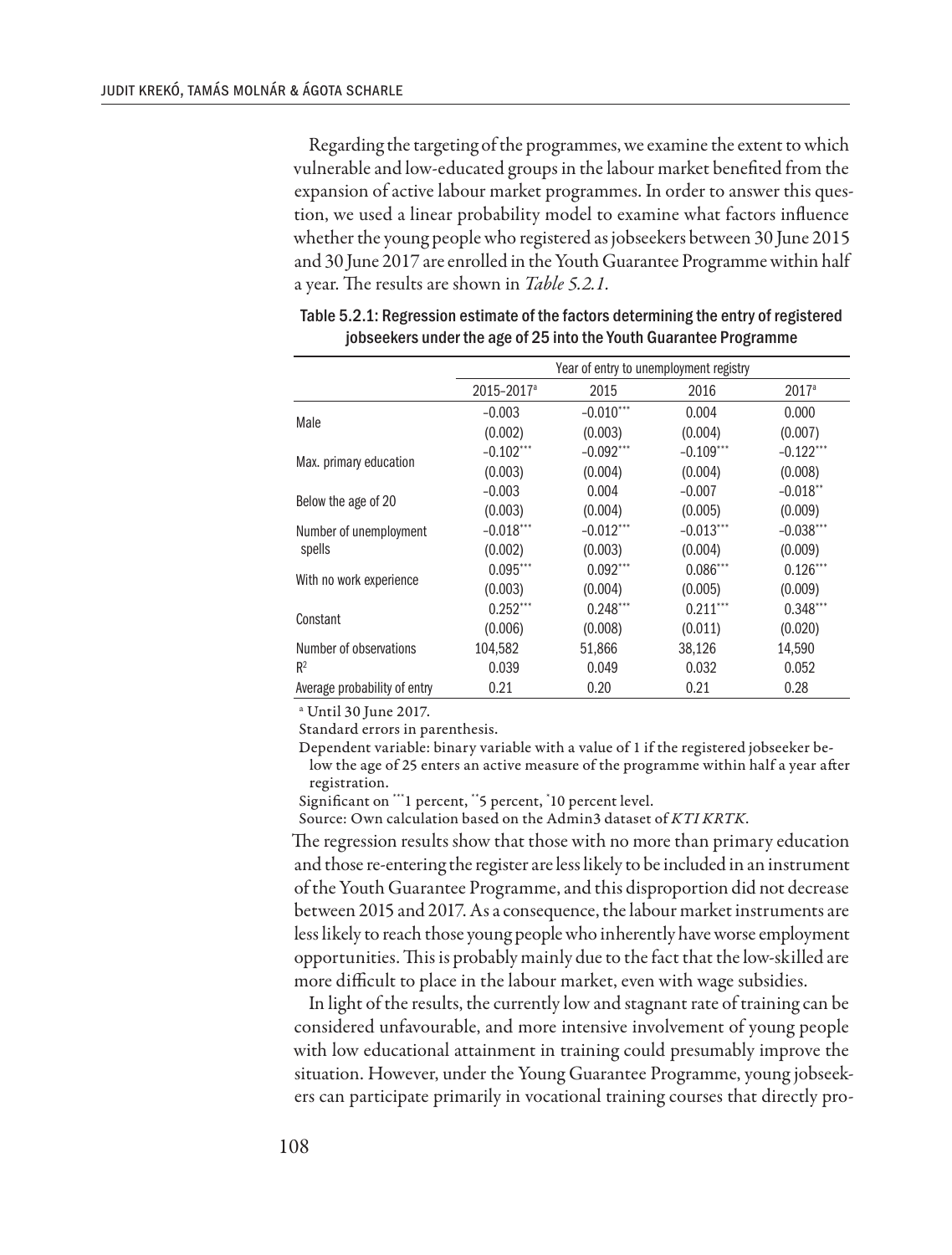Regarding the targeting of the programmes, we examine the extent to which vulnerable and low-educated groups in the labour market benefited from the expansion of active labour market programmes. In order to answer this question, we used a linear probability model to examine what factors influence whether the young people who registered as jobseekers between 30 June 2015 and 30 June 2017 are enrolled in the Youth Guarantee Programme within half a year. The results are shown in *Table 5.2.1.*

Table 5.2.1: Regression estimate of the factors determining the entry of registered jobseekers under the age of 25 into the Youth Guarantee Programme

| | Year of entry to unemployment registry | | | |
|---|---|---|---|---|
| | 2015–2017[a] | 2015 | 2016 | 2017[a] |
| Male | −0.003 | −0.010*** | 0.004 | 0.000 |
| | (0.002) | (0.003) | (0.004) | (0.007) |
| Max. primary education | −0.102*** | −0.092*** | −0.109*** | −0.122*** |
| | (0.003) | (0.004) | (0.004) | (0.008) |
| Below the age of 20 | −0.003 | 0.004 | −0.007 | −0.018** |
| | (0.003) | (0.004) | (0.005) | (0.009) |
| Number of unemployment spells | −0.018*** | −0.012*** | −0.013*** | −0.038*** |
| | (0.002) | (0.003) | (0.004) | (0.009) |
| With no work experience | 0.095*** | 0.092*** | 0.086*** | 0.126*** |
| | (0.003) | (0.004) | (0.005) | (0.009) |
| Constant | 0.252*** | 0.248*** | 0.211*** | 0.348*** |
| | (0.006) | (0.008) | (0.011) | (0.020) |
| Number of observations | 104,582 | 51,866 | 38,126 | 14,590 |
| $R^2$ | 0.039 | 0.049 | 0.032 | 0.052 |
| Average probability of entry | 0.21 | 0.20 | 0.21 | 0.28 |

[a] Until 30 June 2017.

Standard errors in parenthesis.

Dependent variable: binary variable with a value of 1 if the registered jobseeker below the age of 25 enters an active measure of the programme within half a year after registration.

Significant on ***1 percent, **5 percent, *10 percent level.

Source: Own calculation based on the Admin3 dataset of *KTI KRTK*.

The regression results show that those with no more than primary education and those re-entering the register are less likely to be included in an instrument of the Youth Guarantee Programme, and this disproportion did not decrease between 2015 and 2017. As a consequence, the labour market instruments are less likely to reach those young people who inherently have worse employment opportunities. This is probably mainly due to the fact that the low-skilled are more difficult to place in the labour market, even with wage subsidies.

In light of the results, the currently low and stagnant rate of training can be considered unfavourable, and more intensive involvement of young people with low educational attainment in training could presumably improve the situation. However, under the Young Guarantee Programme, young jobseekers can participate primarily in vocational training courses that directly pro-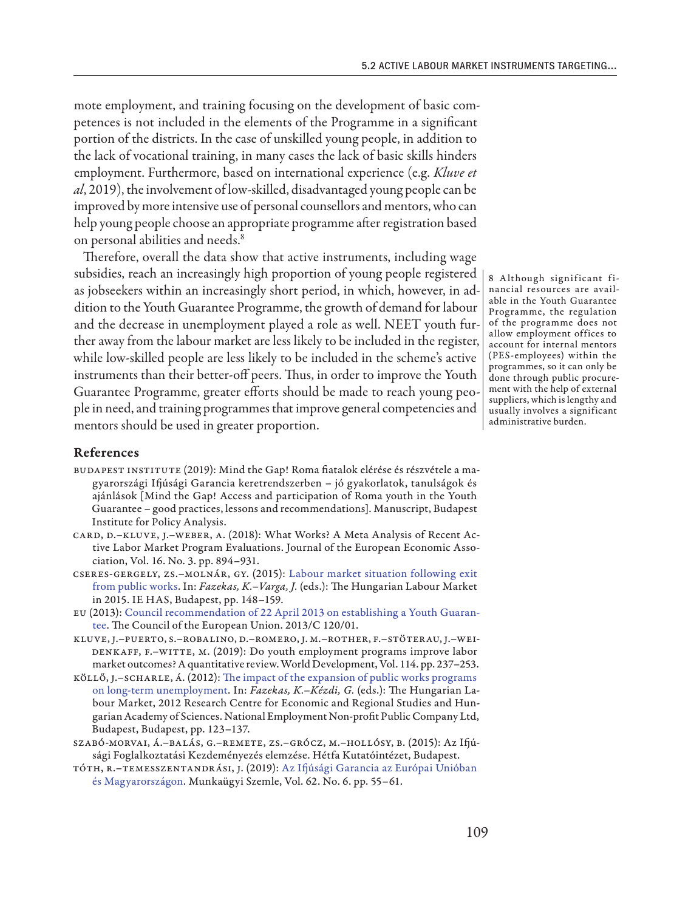mote employment, and training focusing on the development of basic competences is not included in the elements of the Programme in a significant portion of the districts. In the case of unskilled young people, in addition to the lack of vocational training, in many cases the lack of basic skills hinders employment. Furthermore, based on international experience (e.g. *Kluve et al*, 2019), the involvement of low-skilled, disadvantaged young people can be improved by more intensive use of personal counsellors and mentors, who can help young people choose an appropriate programme after registration based on personal abilities and needs.[8]

Therefore, overall the data show that active instruments, including wage subsidies, reach an increasingly high proportion of young people registered as jobseekers within an increasingly short period, in which, however, in addition to the Youth Guarantee Programme, the growth of demand for labour and the decrease in unemployment played a role as well. NEET youth further away from the labour market are less likely to be included in the register, while low-skilled people are less likely to be included in the scheme's active instruments than their better-off peers. Thus, in order to improve the Youth Guarantee Programme, greater efforts should be made to reach young people in need, and training programmes that improve general competencies and mentors should be used in greater proportion.

8 Although significant financial resources are available in the Youth Guarantee Programme, the regulation of the programme does not allow employment offices to account for internal mentors (PES-employees) within the programmes, so it can only be done through public procurement with the help of external suppliers, which is lengthy and usually involves a significant administrative burden.

## References

- Budapest Institute (2019): Mind the Gap! Roma fiatalok elérése és részvétele a magyarországi Ifjúsági Garancia keretrendszerben – jó gyakorlatok, tanulságok és ajánlások [Mind the Gap! Access and participation of Roma youth in the Youth Guarantee – good practices, lessons and recommendations]. Manuscript, Budapest Institute for Policy Analysis.
- Card, D.–Kluve, J.–Weber, A. (2018): What Works? A Meta Analysis of Recent Active Labor Market Program Evaluations. Journal of the European Economic Association, Vol. 16. No. 3. pp. 894–931.
- Cseres-Gergely, Zs.–Molnár, Gy. (2015): Labour market situation following exit from public works. In: *Fazekas, K.–Varga, J.* (eds.): The Hungarian Labour Market in 2015. IE HAS, Budapest, pp. 148–159.
- EU (2013): Council recommendation of 22 April 2013 on establishing a Youth Guarantee. The Council of the European Union. 2013/C 120/01.
- Kluve, J.–Puerto, S.–Robalino, D.–Romero, J. M.–Rother, F.–Stöterau, J.–Weidenkaff, F.–Witte, M. (2019): Do youth employment programs improve labor market outcomes? A quantitative review. World Development, Vol. 114. pp. 237–253.
- Köllő, J.–Scharle, Á. (2012): The impact of the expansion of public works programs on long-term unemployment. In: *Fazekas, K.–Kézdi, G.* (eds.): The Hungarian Labour Market, 2012 Research Centre for Economic and Regional Studies and Hungarian Academy of Sciences. National Employment Non-profit Public Company Ltd, Budapest, Budapest, pp. 123–137.
- Szabó-Morvai, Á.–Balás, G.–Remete, Zs.–Grócz, M.–Hollósy, B. (2015): Az Ifjúsági Foglalkoztatási Kezdeményezés elemzése. Hétfa Kutatóintézet, Budapest.
- Tóth, R.–Temesszentandrási, J. (2019): Az Ifjúsági Garancia az Európai Unióban és Magyarországon. Munkaügyi Szemle, Vol. 62. No. 6. pp. 55–61.